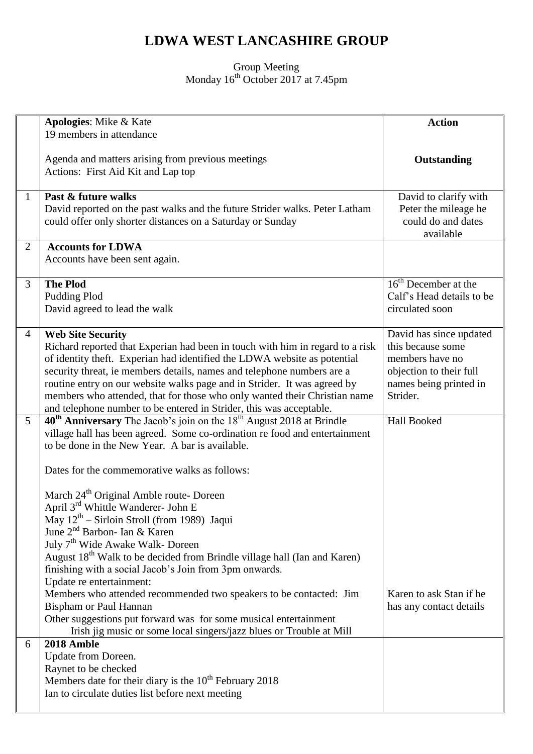# LDWA WEST LANCASHIRE GROUP

Group Meeting
Monday 16th October 2017 at 7.45pm

| | | |
|---|---|---|
| | **Apologies**: Mike & Kate<br>19 members in attendance<br><br>Agenda and matters arising from previous meetings<br>Actions: First Aid Kit and Lap top | **Action**<br><br><br>**Outstanding** |
| 1 | **Past & future walks**<br>David reported on the past walks and the future Strider walks. Peter Latham could offer only shorter distances on a Saturday or Sunday | David to clarify with Peter the mileage he could do and dates available |
| 2 | **Accounts for LDWA**<br>Accounts have been sent again. | |
| 3 | **The Plod**<br>Pudding Plod<br>David agreed to lead the walk | 16th December at the Calf's Head details to be circulated soon |
| 4 | **Web Site Security**<br>Richard reported that Experian had been in touch with him in regard to a risk of identity theft. Experian had identified the LDWA website as potential security threat, ie members details, names and telephone numbers are a routine entry on our website walks page and in Strider. It was agreed by members who attended, that for those who only wanted their Christian name and telephone number to be entered in Strider, this was acceptable. | David has since updated this because some members have no objection to their full names being printed in Strider. |
| 5 | **40th Anniversary** The Jacob's join on the 18th August 2018 at Brindle village hall has been agreed. Some co-ordination re food and entertainment to be done in the New Year. A bar is available.<br><br>Dates for the commemorative walks as follows:<br><br>March 24th Original Amble route- Doreen<br>April 3rd Whittle Wanderer- John E<br>May 12th – Sirloin Stroll (from 1989) Jaqui<br>June 2nd Barbon- Ian & Karen<br>July 7th Wide Awake Walk- Doreen<br>August 18th Walk to be decided from Brindle village hall (Ian and Karen) finishing with a social Jacob's Join from 3pm onwards.<br>Update re entertainment:<br>Members who attended recommended two speakers to be contacted: Jim Bispham or Paul Hannan<br>Other suggestions put forward was for some musical entertainment<br>Irish jig music or some local singers/jazz blues or Trouble at Mill | Hall Booked<br><br><br><br><br><br><br><br><br><br><br><br>Karen to ask Stan if he has any contact details |
| 6 | **2018 Amble**<br>Update from Doreen.<br>Raynet to be checked<br>Members date for their diary is the 10th February 2018<br>Ian to circulate duties list before next meeting | |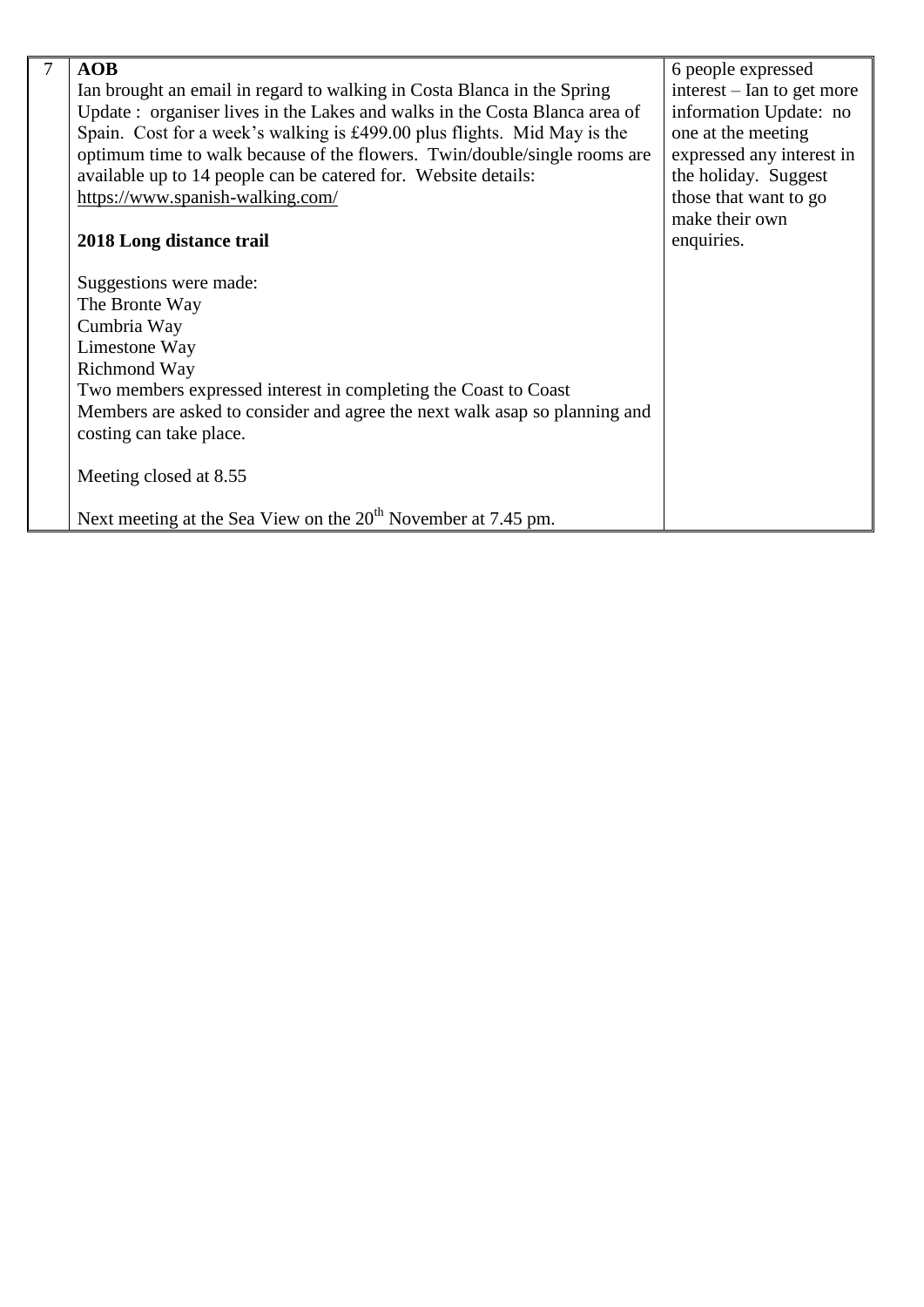| | | |
|---|---|---|
| 7 | **AOB**<br>Ian brought an email in regard to walking in Costa Blanca in the Spring Update : organiser lives in the Lakes and walks in the Costa Blanca area of Spain. Cost for a week's walking is £499.00 plus flights. Mid May is the optimum time to walk because of the flowers. Twin/double/single rooms are available up to 14 people can be catered for. Website details: https://www.spanish-walking.com/<br><br>**2018 Long distance trail**<br><br>Suggestions were made:<br>The Bronte Way<br>Cumbria Way<br>Limestone Way<br>Richmond Way<br>Two members expressed interest in completing the Coast to Coast<br>Members are asked to consider and agree the next walk asap so planning and costing can take place.<br><br>Meeting closed at 8.55<br><br>Next meeting at the Sea View on the 20th November at 7.45 pm. | 6 people expressed interest – Ian to get more information Update: no one at the meeting expressed any interest in the holiday. Suggest those that want to go make their own enquiries. |